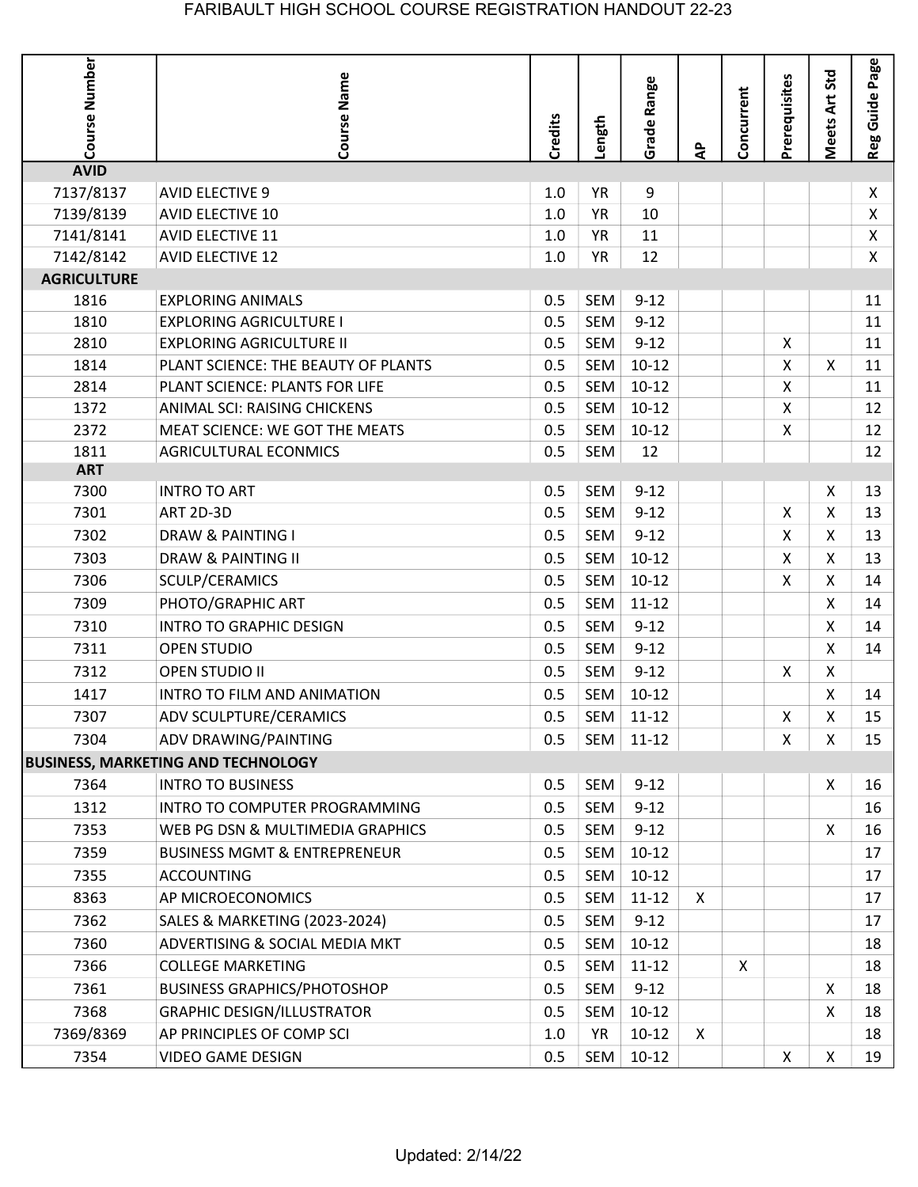# FARIBAULT HIGH SCHOOL COURSE REGISTRATION HANDOUT 22-23

| Course Number | Course Name | Credits | Length | Grade Range | AP | Concurrent | Prerequisites | Meets Art Std | Reg Guide Page |
|---|---|---|---|---|---|---|---|---|---|
| **AVID** | | | | | | | | | |
| 7137/8137 | AVID ELECTIVE 9 | 1.0 | YR | 9 | | | | | X |
| 7139/8139 | AVID ELECTIVE 10 | 1.0 | YR | 10 | | | | | X |
| 7141/8141 | AVID ELECTIVE 11 | 1.0 | YR | 11 | | | | | X |
| 7142/8142 | AVID ELECTIVE 12 | 1.0 | YR | 12 | | | | | X |
| **AGRICULTURE** | | | | | | | | | |
| 1816 | EXPLORING ANIMALS | 0.5 | SEM | 9-12 | | | | | 11 |
| 1810 | EXPLORING AGRICULTURE I | 0.5 | SEM | 9-12 | | | | | 11 |
| 2810 | EXPLORING AGRICULTURE II | 0.5 | SEM | 9-12 | | | X | | 11 |
| 1814 | PLANT SCIENCE: THE BEAUTY OF PLANTS | 0.5 | SEM | 10-12 | | | X | X | 11 |
| 2814 | PLANT SCIENCE: PLANTS FOR LIFE | 0.5 | SEM | 10-12 | | | X | | 11 |
| 1372 | ANIMAL SCI: RAISING CHICKENS | 0.5 | SEM | 10-12 | | | X | | 12 |
| 2372 | MEAT SCIENCE: WE GOT THE MEATS | 0.5 | SEM | 10-12 | | | X | | 12 |
| 1811 | AGRICULTURAL ECONMICS | 0.5 | SEM | 12 | | | | | 12 |
| **ART** | | | | | | | | | |
| 7300 | INTRO TO ART | 0.5 | SEM | 9-12 | | | | X | 13 |
| 7301 | ART 2D-3D | 0.5 | SEM | 9-12 | | | X | X | 13 |
| 7302 | DRAW & PAINTING I | 0.5 | SEM | 9-12 | | | X | X | 13 |
| 7303 | DRAW & PAINTING II | 0.5 | SEM | 10-12 | | | X | X | 13 |
| 7306 | SCULP/CERAMICS | 0.5 | SEM | 10-12 | | | X | X | 14 |
| 7309 | PHOTO/GRAPHIC ART | 0.5 | SEM | 11-12 | | | | X | 14 |
| 7310 | INTRO TO GRAPHIC DESIGN | 0.5 | SEM | 9-12 | | | | X | 14 |
| 7311 | OPEN STUDIO | 0.5 | SEM | 9-12 | | | | X | 14 |
| 7312 | OPEN STUDIO II | 0.5 | SEM | 9-12 | | | X | X | |
| 1417 | INTRO TO FILM AND ANIMATION | 0.5 | SEM | 10-12 | | | | X | 14 |
| 7307 | ADV SCULPTURE/CERAMICS | 0.5 | SEM | 11-12 | | | X | X | 15 |
| 7304 | ADV DRAWING/PAINTING | 0.5 | SEM | 11-12 | | | X | X | 15 |
| **BUSINESS, MARKETING AND TECHNOLOGY** | | | | | | | | | |
| 7364 | INTRO TO BUSINESS | 0.5 | SEM | 9-12 | | | | X | 16 |
| 1312 | INTRO TO COMPUTER PROGRAMMING | 0.5 | SEM | 9-12 | | | | | 16 |
| 7353 | WEB PG DSN & MULTIMEDIA GRAPHICS | 0.5 | SEM | 9-12 | | | | X | 16 |
| 7359 | BUSINESS MGMT & ENTREPRENEUR | 0.5 | SEM | 10-12 | | | | | 17 |
| 7355 | ACCOUNTING | 0.5 | SEM | 10-12 | | | | | 17 |
| 8363 | AP MICROECONOMICS | 0.5 | SEM | 11-12 | X | | | | 17 |
| 7362 | SALES & MARKETING (2023-2024) | 0.5 | SEM | 9-12 | | | | | 17 |
| 7360 | ADVERTISING & SOCIAL MEDIA MKT | 0.5 | SEM | 10-12 | | | | | 18 |
| 7366 | COLLEGE MARKETING | 0.5 | SEM | 11-12 | | X | | | 18 |
| 7361 | BUSINESS GRAPHICS/PHOTOSHOP | 0.5 | SEM | 9-12 | | | | X | 18 |
| 7368 | GRAPHIC DESIGN/ILLUSTRATOR | 0.5 | SEM | 10-12 | | | | X | 18 |
| 7369/8369 | AP PRINCIPLES OF COMP SCI | 1.0 | YR | 10-12 | X | | | | 18 |
| 7354 | VIDEO GAME DESIGN | 0.5 | SEM | 10-12 | | | X | X | 19 |

Updated: 2/14/22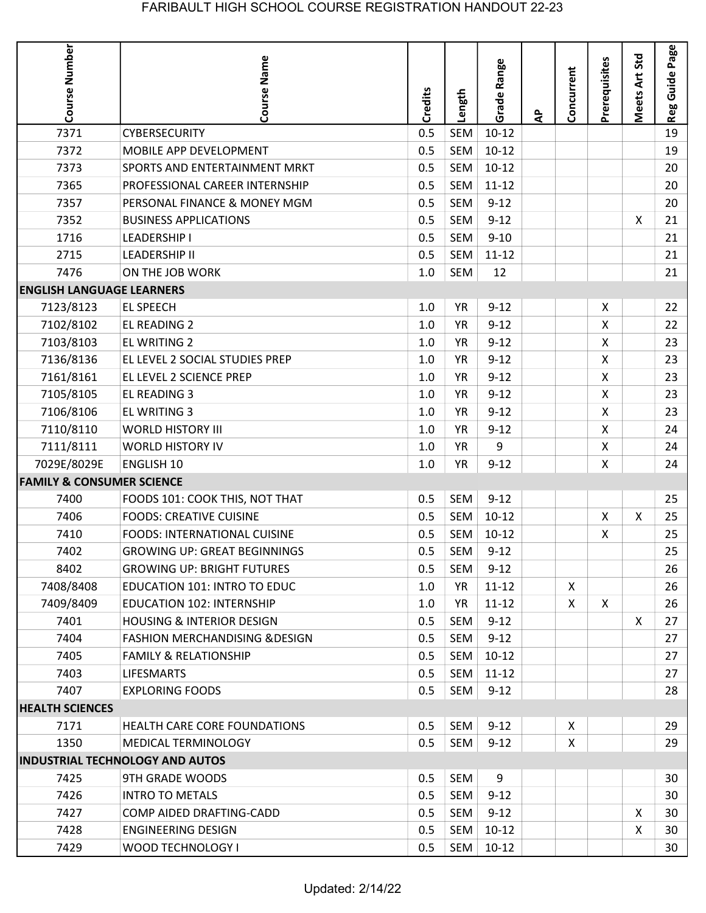# FARIBAULT HIGH SCHOOL COURSE REGISTRATION HANDOUT 22-23

| Course Number | Course Name | Credits | Length | Grade Range | AP | Concurrent | Prerequisites | Meets Art Std | Reg Guide Page |
|---|---|---|---|---|---|---|---|---|---|
| 7371 | CYBERSECURITY | 0.5 | SEM | 10-12 | | | | | 19 |
| 7372 | MOBILE APP DEVELOPMENT | 0.5 | SEM | 10-12 | | | | | 19 |
| 7373 | SPORTS AND ENTERTAINMENT MRKT | 0.5 | SEM | 10-12 | | | | | 20 |
| 7365 | PROFESSIONAL CAREER INTERNSHIP | 0.5 | SEM | 11-12 | | | | | 20 |
| 7357 | PERSONAL FINANCE & MONEY MGM | 0.5 | SEM | 9-12 | | | | | 20 |
| 7352 | BUSINESS APPLICATIONS | 0.5 | SEM | 9-12 | | | | X | 21 |
| 1716 | LEADERSHIP I | 0.5 | SEM | 9-10 | | | | | 21 |
| 2715 | LEADERSHIP II | 0.5 | SEM | 11-12 | | | | | 21 |
| 7476 | ON THE JOB WORK | 1.0 | SEM | 12 | | | | | 21 |
| **ENGLISH LANGUAGE LEARNERS** | | | | | | | | | |
| 7123/8123 | EL SPEECH | 1.0 | YR | 9-12 | | | X | | 22 |
| 7102/8102 | EL READING 2 | 1.0 | YR | 9-12 | | | X | | 22 |
| 7103/8103 | EL WRITING 2 | 1.0 | YR | 9-12 | | | X | | 23 |
| 7136/8136 | EL LEVEL 2 SOCIAL STUDIES PREP | 1.0 | YR | 9-12 | | | X | | 23 |
| 7161/8161 | EL LEVEL 2 SCIENCE PREP | 1.0 | YR | 9-12 | | | X | | 23 |
| 7105/8105 | EL READING 3 | 1.0 | YR | 9-12 | | | X | | 23 |
| 7106/8106 | EL WRITING 3 | 1.0 | YR | 9-12 | | | X | | 23 |
| 7110/8110 | WORLD HISTORY III | 1.0 | YR | 9-12 | | | X | | 24 |
| 7111/8111 | WORLD HISTORY IV | 1.0 | YR | 9 | | | X | | 24 |
| 7029E/8029E | ENGLISH 10 | 1.0 | YR | 9-12 | | | X | | 24 |
| **FAMILY & CONSUMER SCIENCE** | | | | | | | | | |
| 7400 | FOODS 101: COOK THIS, NOT THAT | 0.5 | SEM | 9-12 | | | | | 25 |
| 7406 | FOODS: CREATIVE CUISINE | 0.5 | SEM | 10-12 | | | X | X | 25 |
| 7410 | FOODS: INTERNATIONAL CUISINE | 0.5 | SEM | 10-12 | | | X | | 25 |
| 7402 | GROWING UP: GREAT BEGINNINGS | 0.5 | SEM | 9-12 | | | | | 25 |
| 8402 | GROWING UP: BRIGHT FUTURES | 0.5 | SEM | 9-12 | | | | | 26 |
| 7408/8408 | EDUCATION 101: INTRO TO EDUC | 1.0 | YR | 11-12 | | X | | | 26 |
| 7409/8409 | EDUCATION 102: INTERNSHIP | 1.0 | YR | 11-12 | | X | X | | 26 |
| 7401 | HOUSING & INTERIOR DESIGN | 0.5 | SEM | 9-12 | | | | X | 27 |
| 7404 | FASHION MERCHANDISING &DESIGN | 0.5 | SEM | 9-12 | | | | | 27 |
| 7405 | FAMILY & RELATIONSHIP | 0.5 | SEM | 10-12 | | | | | 27 |
| 7403 | LIFESMARTS | 0.5 | SEM | 11-12 | | | | | 27 |
| 7407 | EXPLORING FOODS | 0.5 | SEM | 9-12 | | | | | 28 |
| **HEALTH SCIENCES** | | | | | | | | | |
| 7171 | HEALTH CARE CORE FOUNDATIONS | 0.5 | SEM | 9-12 | | X | | | 29 |
| 1350 | MEDICAL TERMINOLOGY | 0.5 | SEM | 9-12 | | X | | | 29 |
| **INDUSTRIAL TECHNOLOGY AND AUTOS** | | | | | | | | | |
| 7425 | 9TH GRADE WOODS | 0.5 | SEM | 9 | | | | | 30 |
| 7426 | INTRO TO METALS | 0.5 | SEM | 9-12 | | | | | 30 |
| 7427 | COMP AIDED DRAFTING-CADD | 0.5 | SEM | 9-12 | | | | X | 30 |
| 7428 | ENGINEERING DESIGN | 0.5 | SEM | 10-12 | | | | X | 30 |
| 7429 | WOOD TECHNOLOGY I | 0.5 | SEM | 10-12 | | | | | 30 |

Updated: 2/14/22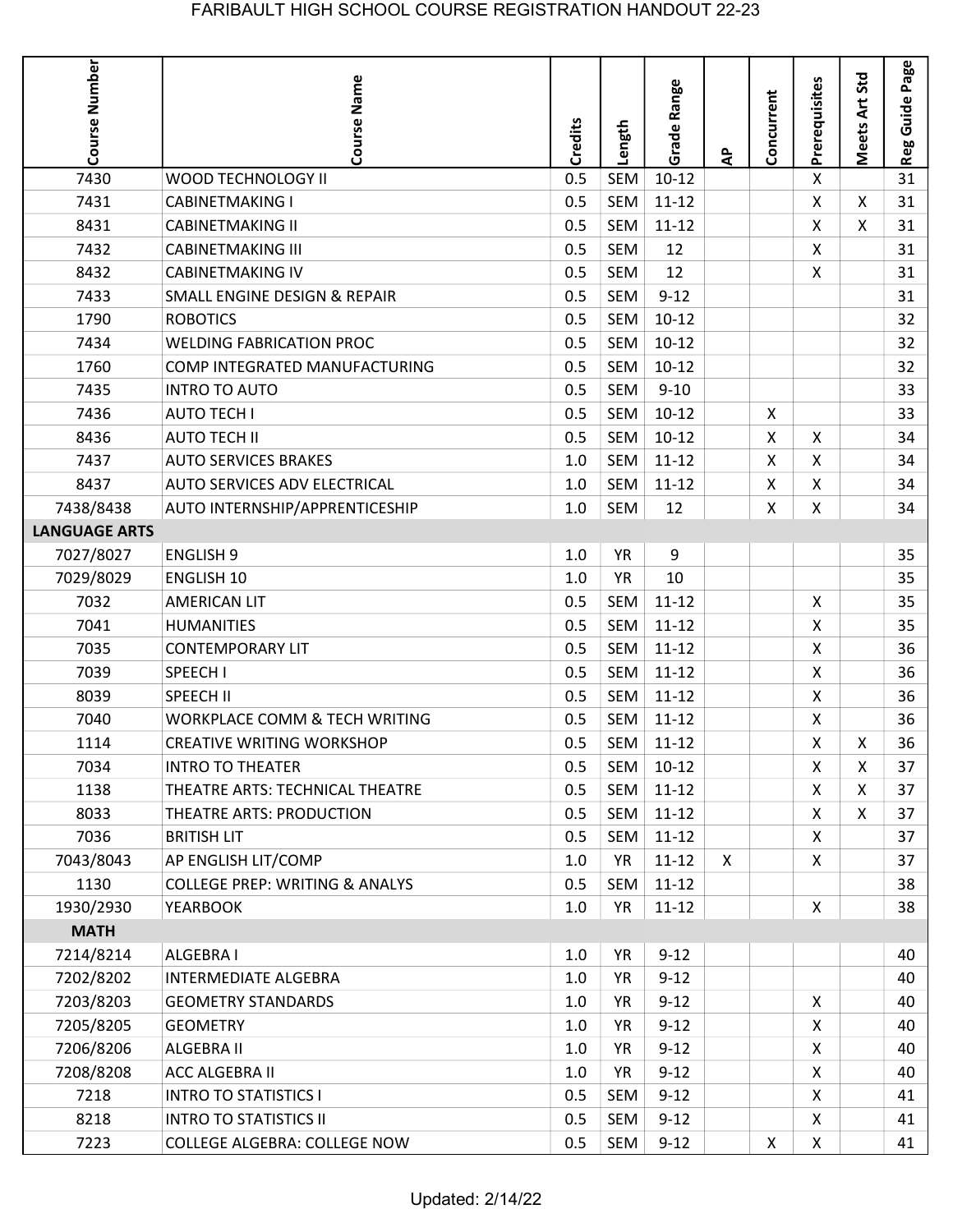FARIBAULT HIGH SCHOOL COURSE REGISTRATION HANDOUT 22-23

| Course Number | Course Name | Credits | Length | Grade Range | AP | Concurrent | Prerequisites | Meets Art Std | Reg Guide Page |
|---|---|---|---|---|---|---|---|---|---|
| 7430 | WOOD TECHNOLOGY II | 0.5 | SEM | 10-12 | | | X | | 31 |
| 7431 | CABINETMAKING I | 0.5 | SEM | 11-12 | | | X | X | 31 |
| 8431 | CABINETMAKING II | 0.5 | SEM | 11-12 | | | X | X | 31 |
| 7432 | CABINETMAKING III | 0.5 | SEM | 12 | | | X | | 31 |
| 8432 | CABINETMAKING IV | 0.5 | SEM | 12 | | | X | | 31 |
| 7433 | SMALL ENGINE DESIGN & REPAIR | 0.5 | SEM | 9-12 | | | | | 31 |
| 1790 | ROBOTICS | 0.5 | SEM | 10-12 | | | | | 32 |
| 7434 | WELDING FABRICATION PROC | 0.5 | SEM | 10-12 | | | | | 32 |
| 1760 | COMP INTEGRATED MANUFACTURING | 0.5 | SEM | 10-12 | | | | | 32 |
| 7435 | INTRO TO AUTO | 0.5 | SEM | 9-10 | | | | | 33 |
| 7436 | AUTO TECH I | 0.5 | SEM | 10-12 | | X | | | 33 |
| 8436 | AUTO TECH II | 0.5 | SEM | 10-12 | | X | X | | 34 |
| 7437 | AUTO SERVICES BRAKES | 1.0 | SEM | 11-12 | | X | X | | 34 |
| 8437 | AUTO SERVICES ADV ELECTRICAL | 1.0 | SEM | 11-12 | | X | X | | 34 |
| 7438/8438 | AUTO INTERNSHIP/APPRENTICESHIP | 1.0 | SEM | 12 | | X | X | | 34 |
| **LANGUAGE ARTS** | | | | | | | | | |
| 7027/8027 | ENGLISH 9 | 1.0 | YR | 9 | | | | | 35 |
| 7029/8029 | ENGLISH 10 | 1.0 | YR | 10 | | | | | 35 |
| 7032 | AMERICAN LIT | 0.5 | SEM | 11-12 | | | X | | 35 |
| 7041 | HUMANITIES | 0.5 | SEM | 11-12 | | | X | | 35 |
| 7035 | CONTEMPORARY LIT | 0.5 | SEM | 11-12 | | | X | | 36 |
| 7039 | SPEECH I | 0.5 | SEM | 11-12 | | | X | | 36 |
| 8039 | SPEECH II | 0.5 | SEM | 11-12 | | | X | | 36 |
| 7040 | WORKPLACE COMM & TECH WRITING | 0.5 | SEM | 11-12 | | | X | | 36 |
| 1114 | CREATIVE WRITING WORKSHOP | 0.5 | SEM | 11-12 | | | X | X | 36 |
| 7034 | INTRO TO THEATER | 0.5 | SEM | 10-12 | | | X | X | 37 |
| 1138 | THEATRE ARTS: TECHNICAL THEATRE | 0.5 | SEM | 11-12 | | | X | X | 37 |
| 8033 | THEATRE ARTS: PRODUCTION | 0.5 | SEM | 11-12 | | | X | X | 37 |
| 7036 | BRITISH LIT | 0.5 | SEM | 11-12 | | | X | | 37 |
| 7043/8043 | AP ENGLISH LIT/COMP | 1.0 | YR | 11-12 | X | | X | | 37 |
| 1130 | COLLEGE PREP: WRITING & ANALYS | 0.5 | SEM | 11-12 | | | | | 38 |
| 1930/2930 | YEARBOOK | 1.0 | YR | 11-12 | | | X | | 38 |
| **MATH** | | | | | | | | | |
| 7214/8214 | ALGEBRA I | 1.0 | YR | 9-12 | | | | | 40 |
| 7202/8202 | INTERMEDIATE ALGEBRA | 1.0 | YR | 9-12 | | | | | 40 |
| 7203/8203 | GEOMETRY STANDARDS | 1.0 | YR | 9-12 | | | X | | 40 |
| 7205/8205 | GEOMETRY | 1.0 | YR | 9-12 | | | X | | 40 |
| 7206/8206 | ALGEBRA II | 1.0 | YR | 9-12 | | | X | | 40 |
| 7208/8208 | ACC ALGEBRA II | 1.0 | YR | 9-12 | | | X | | 40 |
| 7218 | INTRO TO STATISTICS I | 0.5 | SEM | 9-12 | | | X | | 41 |
| 8218 | INTRO TO STATISTICS II | 0.5 | SEM | 9-12 | | | X | | 41 |
| 7223 | COLLEGE ALGEBRA: COLLEGE NOW | 0.5 | SEM | 9-12 | | X | X | | 41 |

Updated: 2/14/22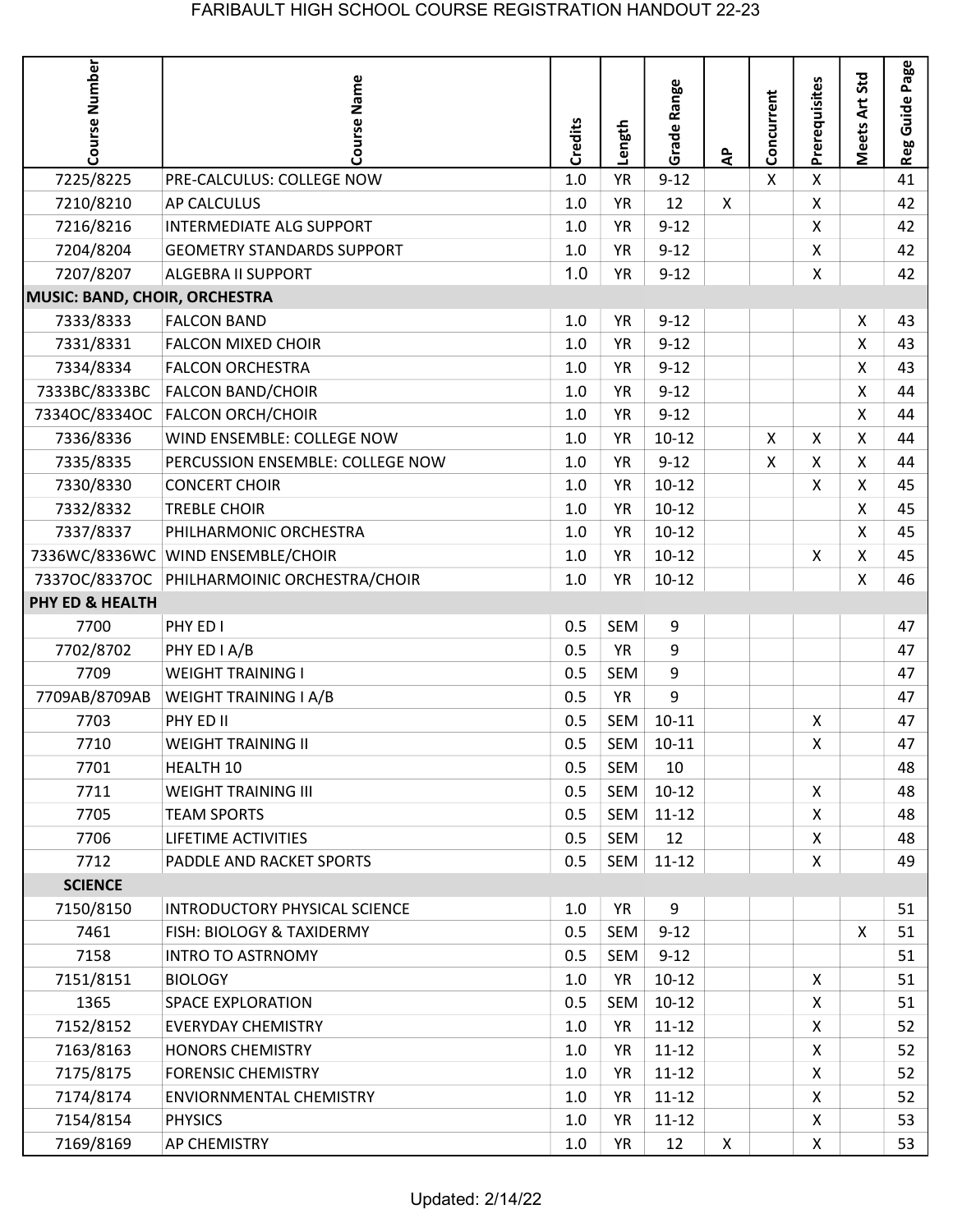# FARIBAULT HIGH SCHOOL COURSE REGISTRATION HANDOUT 22-23

| Course Number | Course Name | Credits | Length | Grade Range | AP | Concurrent | Prerequisites | Meets Art Std | Reg Guide Page |
|---|---|---|---|---|---|---|---|---|---|
| 7225/8225 | PRE-CALCULUS: COLLEGE NOW | 1.0 | YR | 9-12 | | X | X | | 41 |
| 7210/8210 | AP CALCULUS | 1.0 | YR | 12 | X | | X | | 42 |
| 7216/8216 | INTERMEDIATE ALG SUPPORT | 1.0 | YR | 9-12 | | | X | | 42 |
| 7204/8204 | GEOMETRY STANDARDS SUPPORT | 1.0 | YR | 9-12 | | | X | | 42 |
| 7207/8207 | ALGEBRA II SUPPORT | 1.0 | YR | 9-12 | | | X | | 42 |
| **MUSIC: BAND, CHOIR, ORCHESTRA** | | | | | | | | | |
| 7333/8333 | FALCON BAND | 1.0 | YR | 9-12 | | | | X | 43 |
| 7331/8331 | FALCON MIXED CHOIR | 1.0 | YR | 9-12 | | | | X | 43 |
| 7334/8334 | FALCON ORCHESTRA | 1.0 | YR | 9-12 | | | | X | 43 |
| 7333BC/8333BC | FALCON BAND/CHOIR | 1.0 | YR | 9-12 | | | | X | 44 |
| 7334OC/8334OC | FALCON ORCH/CHOIR | 1.0 | YR | 9-12 | | | | X | 44 |
| 7336/8336 | WIND ENSEMBLE: COLLEGE NOW | 1.0 | YR | 10-12 | | X | X | X | 44 |
| 7335/8335 | PERCUSSION ENSEMBLE: COLLEGE NOW | 1.0 | YR | 9-12 | | X | X | X | 44 |
| 7330/8330 | CONCERT CHOIR | 1.0 | YR | 10-12 | | | X | X | 45 |
| 7332/8332 | TREBLE CHOIR | 1.0 | YR | 10-12 | | | | X | 45 |
| 7337/8337 | PHILHARMONIC ORCHESTRA | 1.0 | YR | 10-12 | | | | X | 45 |
| 7336WC/8336WC | WIND ENSEMBLE/CHOIR | 1.0 | YR | 10-12 | | | X | X | 45 |
| 7337OC/8337OC | PHILHARMOINIC ORCHESTRA/CHOIR | 1.0 | YR | 10-12 | | | | X | 46 |
| **PHY ED & HEALTH** | | | | | | | | | |
| 7700 | PHY ED I | 0.5 | SEM | 9 | | | | | 47 |
| 7702/8702 | PHY ED I A/B | 0.5 | YR | 9 | | | | | 47 |
| 7709 | WEIGHT TRAINING I | 0.5 | SEM | 9 | | | | | 47 |
| 7709AB/8709AB | WEIGHT TRAINING I A/B | 0.5 | YR | 9 | | | | | 47 |
| 7703 | PHY ED II | 0.5 | SEM | 10-11 | | | X | | 47 |
| 7710 | WEIGHT TRAINING II | 0.5 | SEM | 10-11 | | | X | | 47 |
| 7701 | HEALTH 10 | 0.5 | SEM | 10 | | | | | 48 |
| 7711 | WEIGHT TRAINING III | 0.5 | SEM | 10-12 | | | X | | 48 |
| 7705 | TEAM SPORTS | 0.5 | SEM | 11-12 | | | X | | 48 |
| 7706 | LIFETIME ACTIVITIES | 0.5 | SEM | 12 | | | X | | 48 |
| 7712 | PADDLE AND RACKET SPORTS | 0.5 | SEM | 11-12 | | | X | | 49 |
| **SCIENCE** | | | | | | | | | |
| 7150/8150 | INTRODUCTORY PHYSICAL SCIENCE | 1.0 | YR | 9 | | | | | 51 |
| 7461 | FISH: BIOLOGY & TAXIDERMY | 0.5 | SEM | 9-12 | | | | X | 51 |
| 7158 | INTRO TO ASTRNOMY | 0.5 | SEM | 9-12 | | | | | 51 |
| 7151/8151 | BIOLOGY | 1.0 | YR | 10-12 | | | X | | 51 |
| 1365 | SPACE EXPLORATION | 0.5 | SEM | 10-12 | | | X | | 51 |
| 7152/8152 | EVERYDAY CHEMISTRY | 1.0 | YR | 11-12 | | | X | | 52 |
| 7163/8163 | HONORS CHEMISTRY | 1.0 | YR | 11-12 | | | X | | 52 |
| 7175/8175 | FORENSIC CHEMISTRY | 1.0 | YR | 11-12 | | | X | | 52 |
| 7174/8174 | ENVIORNMENTAL CHEMISTRY | 1.0 | YR | 11-12 | | | X | | 52 |
| 7154/8154 | PHYSICS | 1.0 | YR | 11-12 | | | X | | 53 |
| 7169/8169 | AP CHEMISTRY | 1.0 | YR | 12 | X | | X | | 53 |

Updated: 2/14/22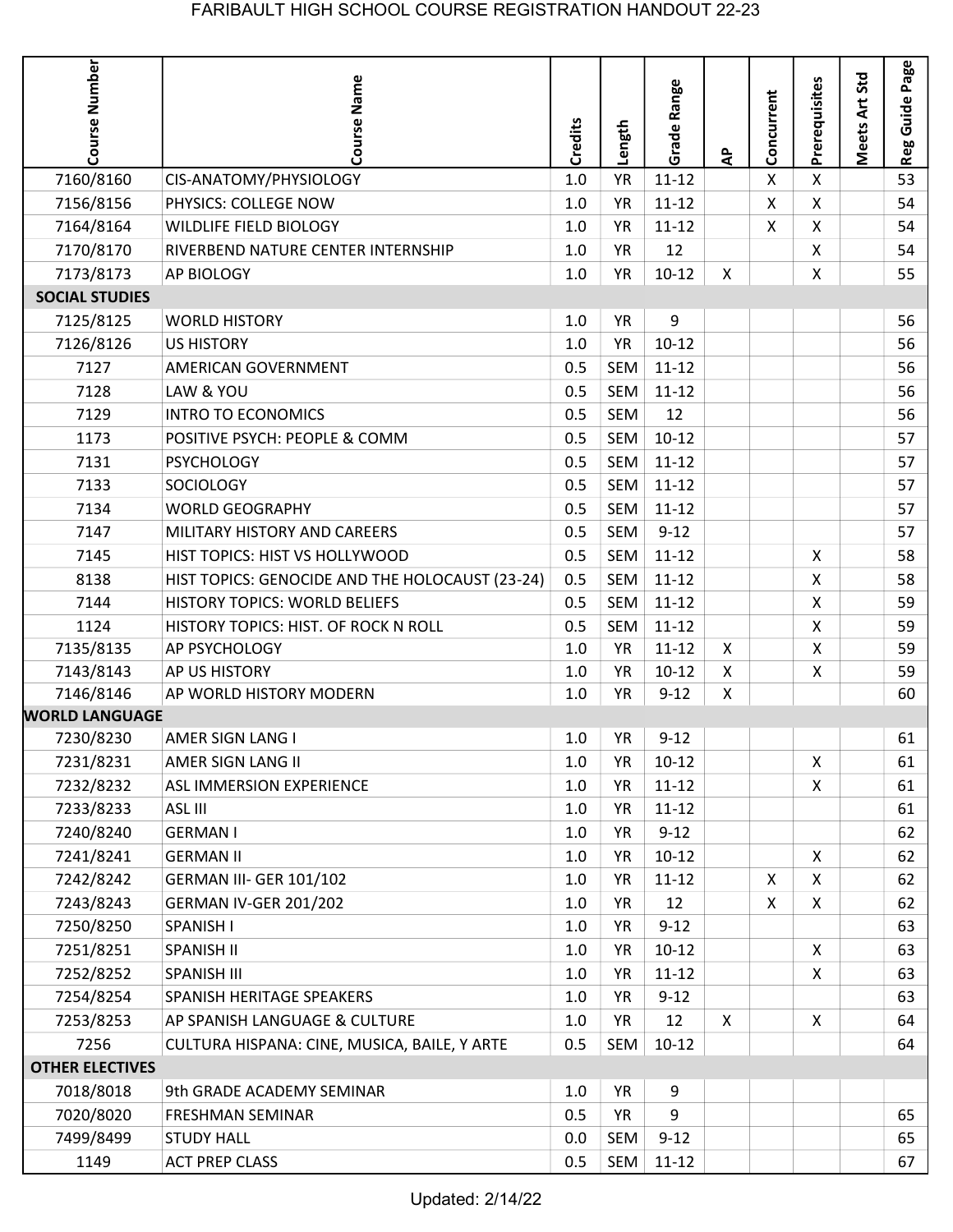# FARIBAULT HIGH SCHOOL COURSE REGISTRATION HANDOUT 22-23

| Course Number | Course Name | Credits | Length | Grade Range | AP | Concurrent | Prerequisites | Meets Art Std | Reg Guide Page |
|---|---|---|---|---|---|---|---|---|---|
| 7160/8160 | CIS-ANATOMY/PHYSIOLOGY | 1.0 | YR | 11-12 | | X | X | | 53 |
| 7156/8156 | PHYSICS: COLLEGE NOW | 1.0 | YR | 11-12 | | X | X | | 54 |
| 7164/8164 | WILDLIFE FIELD BIOLOGY | 1.0 | YR | 11-12 | | X | X | | 54 |
| 7170/8170 | RIVERBEND NATURE CENTER INTERNSHIP | 1.0 | YR | 12 | | | X | | 54 |
| 7173/8173 | AP BIOLOGY | 1.0 | YR | 10-12 | X | | X | | 55 |
| **SOCIAL STUDIES** | | | | | | | | | |
| 7125/8125 | WORLD HISTORY | 1.0 | YR | 9 | | | | | 56 |
| 7126/8126 | US HISTORY | 1.0 | YR | 10-12 | | | | | 56 |
| 7127 | AMERICAN GOVERNMENT | 0.5 | SEM | 11-12 | | | | | 56 |
| 7128 | LAW & YOU | 0.5 | SEM | 11-12 | | | | | 56 |
| 7129 | INTRO TO ECONOMICS | 0.5 | SEM | 12 | | | | | 56 |
| 1173 | POSITIVE PSYCH: PEOPLE & COMM | 0.5 | SEM | 10-12 | | | | | 57 |
| 7131 | PSYCHOLOGY | 0.5 | SEM | 11-12 | | | | | 57 |
| 7133 | SOCIOLOGY | 0.5 | SEM | 11-12 | | | | | 57 |
| 7134 | WORLD GEOGRAPHY | 0.5 | SEM | 11-12 | | | | | 57 |
| 7147 | MILITARY HISTORY AND CAREERS | 0.5 | SEM | 9-12 | | | | | 57 |
| 7145 | HIST TOPICS: HIST VS HOLLYWOOD | 0.5 | SEM | 11-12 | | | X | | 58 |
| 8138 | HIST TOPICS: GENOCIDE AND THE HOLOCAUST (23-24) | 0.5 | SEM | 11-12 | | | X | | 58 |
| 7144 | HISTORY TOPICS: WORLD BELIEFS | 0.5 | SEM | 11-12 | | | X | | 59 |
| 1124 | HISTORY TOPICS: HIST. OF ROCK N ROLL | 0.5 | SEM | 11-12 | | | X | | 59 |
| 7135/8135 | AP PSYCHOLOGY | 1.0 | YR | 11-12 | X | | X | | 59 |
| 7143/8143 | AP US HISTORY | 1.0 | YR | 10-12 | X | | X | | 59 |
| 7146/8146 | AP WORLD HISTORY MODERN | 1.0 | YR | 9-12 | X | | | | 60 |
| **WORLD LANGUAGE** | | | | | | | | | |
| 7230/8230 | AMER SIGN LANG I | 1.0 | YR | 9-12 | | | | | 61 |
| 7231/8231 | AMER SIGN LANG II | 1.0 | YR | 10-12 | | | X | | 61 |
| 7232/8232 | ASL IMMERSION EXPERIENCE | 1.0 | YR | 11-12 | | | X | | 61 |
| 7233/8233 | ASL III | 1.0 | YR | 11-12 | | | | | 61 |
| 7240/8240 | GERMAN I | 1.0 | YR | 9-12 | | | | | 62 |
| 7241/8241 | GERMAN II | 1.0 | YR | 10-12 | | | X | | 62 |
| 7242/8242 | GERMAN III- GER 101/102 | 1.0 | YR | 11-12 | | X | X | | 62 |
| 7243/8243 | GERMAN IV-GER 201/202 | 1.0 | YR | 12 | | X | X | | 62 |
| 7250/8250 | SPANISH I | 1.0 | YR | 9-12 | | | | | 63 |
| 7251/8251 | SPANISH II | 1.0 | YR | 10-12 | | | X | | 63 |
| 7252/8252 | SPANISH III | 1.0 | YR | 11-12 | | | X | | 63 |
| 7254/8254 | SPANISH HERITAGE SPEAKERS | 1.0 | YR | 9-12 | | | | | 63 |
| 7253/8253 | AP SPANISH LANGUAGE & CULTURE | 1.0 | YR | 12 | X | | X | | 64 |
| 7256 | CULTURA HISPANA: CINE, MUSICA, BAILE, Y ARTE | 0.5 | SEM | 10-12 | | | | | 64 |
| **OTHER ELECTIVES** | | | | | | | | | |
| 7018/8018 | 9th GRADE ACADEMY SEMINAR | 1.0 | YR | 9 | | | | | |
| 7020/8020 | FRESHMAN SEMINAR | 0.5 | YR | 9 | | | | | 65 |
| 7499/8499 | STUDY HALL | 0.0 | SEM | 9-12 | | | | | 65 |
| 1149 | ACT PREP CLASS | 0.5 | SEM | 11-12 | | | | | 67 |

Updated: 2/14/22